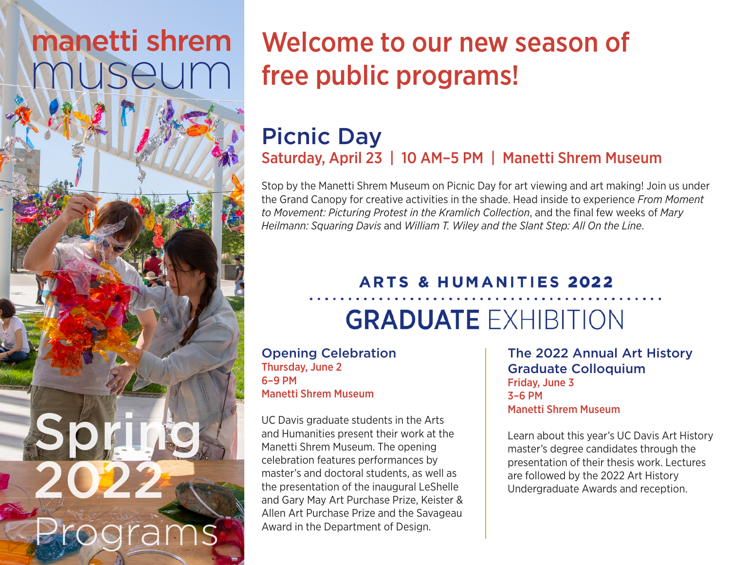manetti shrem museum

Spring 2022 Programs

# Welcome to our new season of free public programs!

## Picnic Day

**Saturday, April 23 | 10 AM–5 PM | Manetti Shrem Museum**

Stop by the Manetti Shrem Museum on Picnic Day for art viewing and art making! Join us under the Grand Canopy for creative activities in the shade. Head inside to experience *From Moment to Movement: Picturing Protest in the Kramlich Collection*, and the final few weeks of *Mary Heilmann: Squaring Davis* and *William T. Wiley and the Slant Step: All On the Line*.

## ARTS & HUMANITIES 2022 GRADUATE EXHIBITION

### Opening Celebration

**Thursday, June 2**
**6–9 PM**
**Manetti Shrem Museum**

UC Davis graduate students in the Arts and Humanities present their work at the Manetti Shrem Museum. The opening celebration features performances by master's and doctoral students, as well as the presentation of the inaugural LeShelle and Gary May Art Purchase Prize, Keister & Allen Art Purchase Prize and the Savageau Award in the Department of Design.

### The 2022 Annual Art History Graduate Colloquium

**Friday, June 3**
**3–6 PM**
**Manetti Shrem Museum**

Learn about this year's UC Davis Art History master's degree candidates through the presentation of their thesis work. Lectures are followed by the 2022 Art History Undergraduate Awards and reception.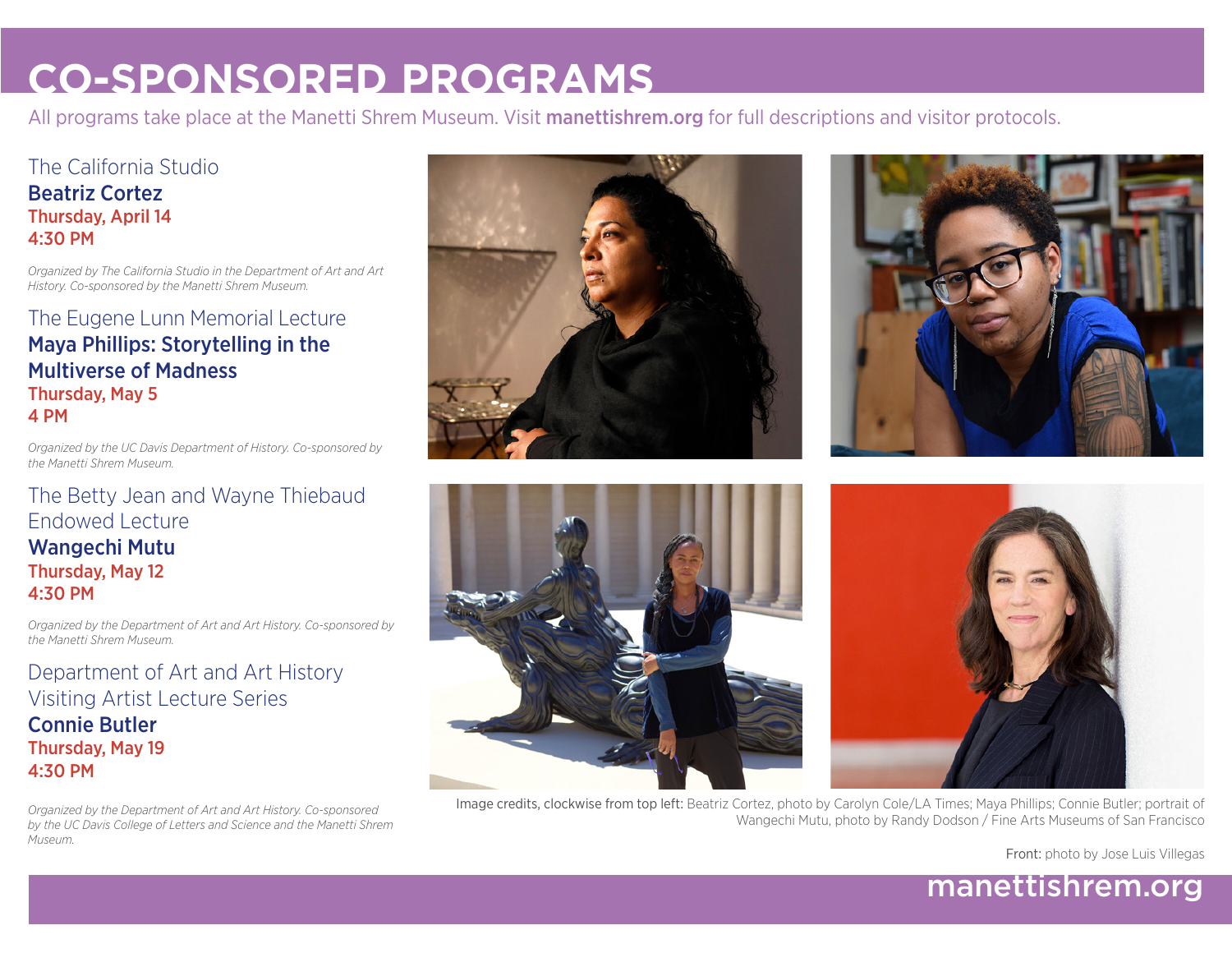# CO-SPONSORED PROGRAMS

All programs take place at the Manetti Shrem Museum. Visit **manettishrem.org** for full descriptions and visitor protocols.

The California Studio
**Beatriz Cortez**
Thursday, April 14
4:30 PM

*Organized by The California Studio in the Department of Art and Art History. Co-sponsored by the Manetti Shrem Museum.*

The Eugene Lunn Memorial Lecture
**Maya Phillips: Storytelling in the Multiverse of Madness**
Thursday, May 5
4 PM

*Organized by the UC Davis Department of History. Co-sponsored by the Manetti Shrem Museum.*

The Betty Jean and Wayne Thiebaud Endowed Lecture
**Wangechi Mutu**
Thursday, May 12
4:30 PM

*Organized by the Department of Art and Art History. Co-sponsored by the Manetti Shrem Museum.*

Department of Art and Art History Visiting Artist Lecture Series
**Connie Butler**
Thursday, May 19
4:30 PM

*Organized by the Department of Art and Art History. Co-sponsored by the UC Davis College of Letters and Science and the Manetti Shrem Museum.*

Image credits, clockwise from top left: Beatriz Cortez, photo by Carolyn Cole/LA Times; Maya Phillips; Connie Butler; portrait of Wangechi Mutu, photo by Randy Dodson / Fine Arts Museums of San Francisco

Front: photo by Jose Luis Villegas

manettishrem.org